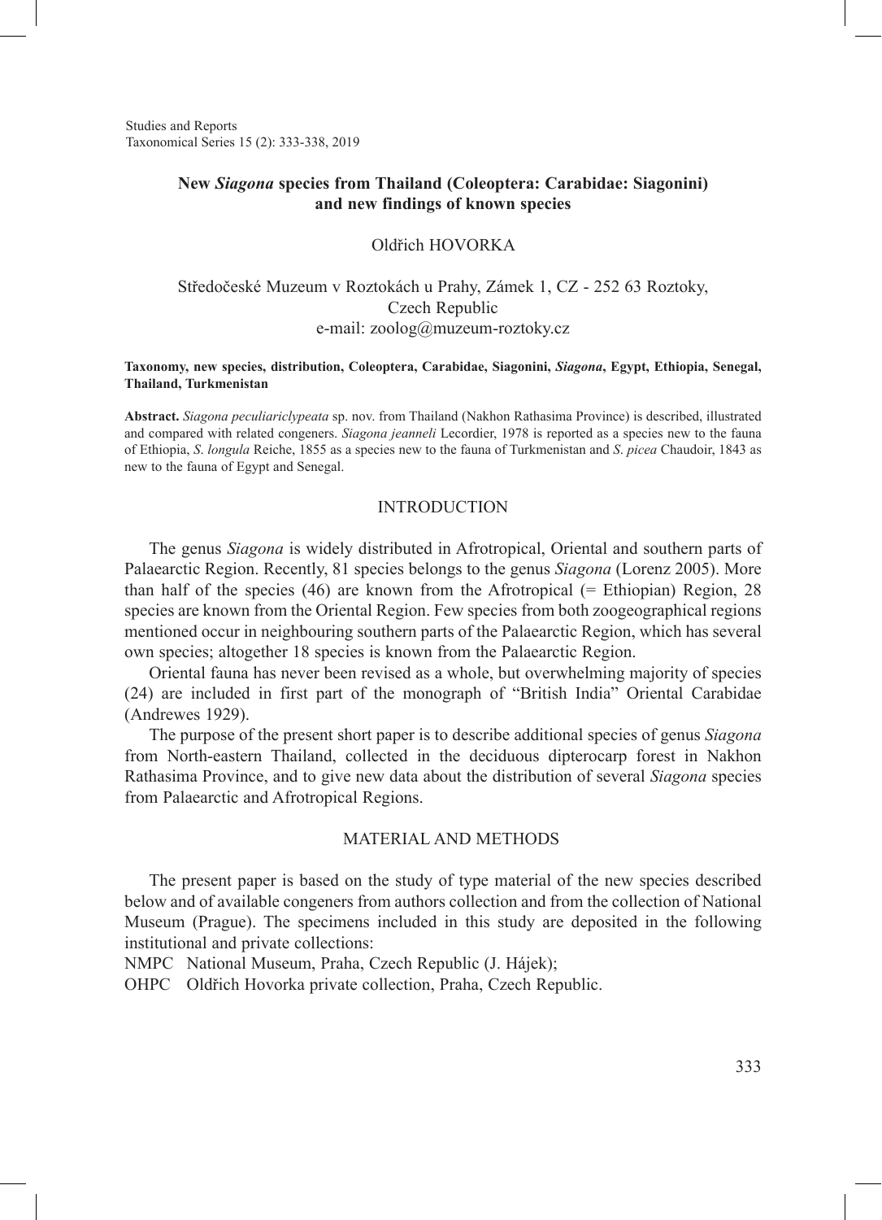# New *Siagona* species from Thailand (Coleoptera: Carabidae: Siagonini) and new findings of known species

Oldřich HOVORKA

Středočeské Muzeum v Roztokách u Prahy, Zámek 1, CZ - 252 63 Roztoky, Czech Republic
e-mail: zoolog@muzeum-roztoky.cz

**Taxonomy, new species, distribution, Coleoptera, Carabidae, Siagonini, *Siagona*, Egypt, Ethiopia, Senegal, Thailand, Turkmenistan**

**Abstract.** *Siagona peculiariclypeata* sp. nov. from Thailand (Nakhon Rathasima Province) is described, illustrated and compared with related congeners. *Siagona jeanneli* Lecordier, 1978 is reported as a species new to the fauna of Ethiopia, *S. longula* Reiche, 1855 as a species new to the fauna of Turkmenistan and *S. picea* Chaudoir, 1843 as new to the fauna of Egypt and Senegal.

## INTRODUCTION

The genus *Siagona* is widely distributed in Afrotropical, Oriental and southern parts of Palaearctic Region. Recently, 81 species belongs to the genus *Siagona* (Lorenz 2005). More than half of the species (46) are known from the Afrotropical (= Ethiopian) Region, 28 species are known from the Oriental Region. Few species from both zoogeographical regions mentioned occur in neighbouring southern parts of the Palaearctic Region, which has several own species; altogether 18 species is known from the Palaearctic Region.

Oriental fauna has never been revised as a whole, but overwhelming majority of species (24) are included in first part of the monograph of "British India" Oriental Carabidae (Andrewes 1929).

The purpose of the present short paper is to describe additional species of genus *Siagona* from North-eastern Thailand, collected in the deciduous dipterocarp forest in Nakhon Rathasima Province, and to give new data about the distribution of several *Siagona* species from Palaearctic and Afrotropical Regions.

## MATERIAL AND METHODS

The present paper is based on the study of type material of the new species described below and of available congeners from authors collection and from the collection of National Museum (Prague). The specimens included in this study are deposited in the following institutional and private collections:

NMPC National Museum, Praha, Czech Republic (J. Hájek);
OHPC Oldřich Hovorka private collection, Praha, Czech Republic.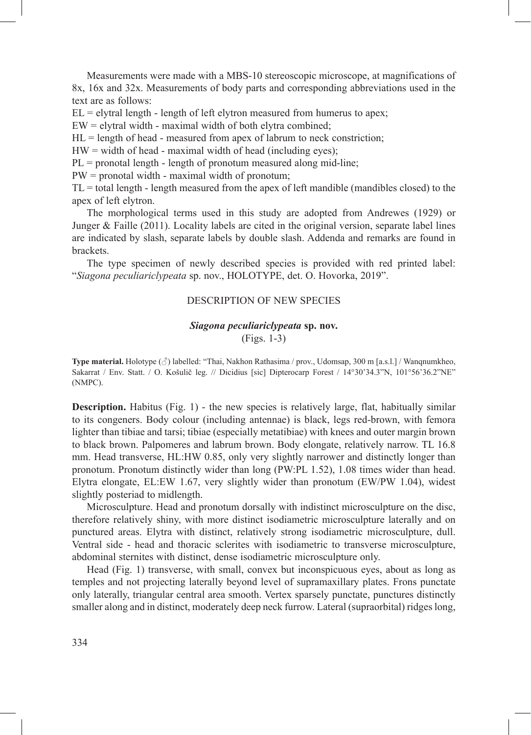Measurements were made with a MBS-10 stereoscopic microscope, at magnifications of 8x, 16x and 32x. Measurements of body parts and corresponding abbreviations used in the text are as follows:

EL = elytral length - length of left elytron measured from humerus to apex;
EW = elytral width - maximal width of both elytra combined;
HL = length of head - measured from apex of labrum to neck constriction;
HW = width of head - maximal width of head (including eyes);
PL = pronotal length - length of pronotum measured along mid-line;
PW = pronotal width - maximal width of pronotum;
TL = total length - length measured from the apex of left mandible (mandibles closed) to the apex of left elytron.

The morphological terms used in this study are adopted from Andrewes (1929) or Junger & Faille (2011). Locality labels are cited in the original version, separate label lines are indicated by slash, separate labels by double slash. Addenda and remarks are found in brackets.

The type specimen of newly described species is provided with red printed label: "*Siagona peculiariclypeata* sp. nov., HOLOTYPE, det. O. Hovorka, 2019".

## DESCRIPTION OF NEW SPECIES

### *Siagona peculiariclypeata* sp. nov.

(Figs. 1-3)

**Type material.** Holotype (♂) labelled: "Thai, Nakhon Rathasima / prov., Udomsap, 300 m [a.s.l.] / Wanqnumkheo, Sakarrat / Env. Statt. / O. Košulič leg. // Dicidius [sic] Dipterocarp Forest / 14°30'34.3"N, 101°56'36.2"NE" (NMPC).

**Description.** Habitus (Fig. 1) - the new species is relatively large, flat, habitually similar to its congeners. Body colour (including antennae) is black, legs red-brown, with femora lighter than tibiae and tarsi; tibiae (especially metatibiae) with knees and outer margin brown to black brown. Palpomeres and labrum brown. Body elongate, relatively narrow. TL 16.8 mm. Head transverse, HL:HW 0.85, only very slightly narrower and distinctly longer than pronotum. Pronotum distinctly wider than long (PW:PL 1.52), 1.08 times wider than head. Elytra elongate, EL:EW 1.67, very slightly wider than pronotum (EW/PW 1.04), widest slightly posteriad to midlength.

Microsculpture. Head and pronotum dorsally with indistinct microsculpture on the disc, therefore relatively shiny, with more distinct isodiametric microsculpture laterally and on punctured areas. Elytra with distinct, relatively strong isodiametric microsculpture, dull. Ventral side - head and thoracic sclerites with isodiametric to transverse microsculpture, abdominal sternites with distinct, dense isodiametric microsculpture only.

Head (Fig. 1) transverse, with small, convex but inconspicuous eyes, about as long as temples and not projecting laterally beyond level of supramaxillary plates. Frons punctate only laterally, triangular central area smooth. Vertex sparsely punctate, punctures distinctly smaller along and in distinct, moderately deep neck furrow. Lateral (supraorbital) ridges long,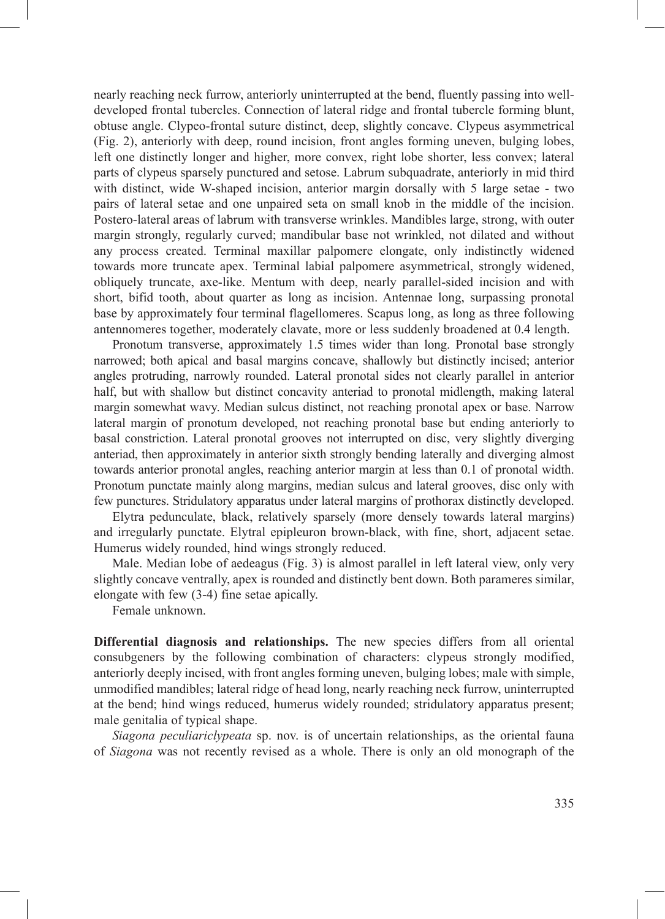nearly reaching neck furrow, anteriorly uninterrupted at the bend, fluently passing into well-developed frontal tubercles. Connection of lateral ridge and frontal tubercle forming blunt, obtuse angle. Clypeo-frontal suture distinct, deep, slightly concave. Clypeus asymmetrical (Fig. 2), anteriorly with deep, round incision, front angles forming uneven, bulging lobes, left one distinctly longer and higher, more convex, right lobe shorter, less convex; lateral parts of clypeus sparsely punctured and setose. Labrum subquadrate, anteriorly in mid third with distinct, wide W-shaped incision, anterior margin dorsally with 5 large setae - two pairs of lateral setae and one unpaired seta on small knob in the middle of the incision. Postero-lateral areas of labrum with transverse wrinkles. Mandibles large, strong, with outer margin strongly, regularly curved; mandibular base not wrinkled, not dilated and without any process created. Terminal maxillar palpomere elongate, only indistinctly widened towards more truncate apex. Terminal labial palpomere asymmetrical, strongly widened, obliquely truncate, axe-like. Mentum with deep, nearly parallel-sided incision and with short, bifid tooth, about quarter as long as incision. Antennae long, surpassing pronotal base by approximately four terminal flagellomeres. Scapus long, as long as three following antennomeres together, moderately clavate, more or less suddenly broadened at 0.4 length.

Pronotum transverse, approximately 1.5 times wider than long. Pronotal base strongly narrowed; both apical and basal margins concave, shallowly but distinctly incised; anterior angles protruding, narrowly rounded. Lateral pronotal sides not clearly parallel in anterior half, but with shallow but distinct concavity anteriad to pronotal midlength, making lateral margin somewhat wavy. Median sulcus distinct, not reaching pronotal apex or base. Narrow lateral margin of pronotum developed, not reaching pronotal base but ending anteriorly to basal constriction. Lateral pronotal grooves not interrupted on disc, very slightly diverging anteriad, then approximately in anterior sixth strongly bending laterally and diverging almost towards anterior pronotal angles, reaching anterior margin at less than 0.1 of pronotal width. Pronotum punctate mainly along margins, median sulcus and lateral grooves, disc only with few punctures. Stridulatory apparatus under lateral margins of prothorax distinctly developed.

Elytra pedunculate, black, relatively sparsely (more densely towards lateral margins) and irregularly punctate. Elytral epipleuron brown-black, with fine, short, adjacent setae. Humerus widely rounded, hind wings strongly reduced.

Male. Median lobe of aedeagus (Fig. 3) is almost parallel in left lateral view, only very slightly concave ventrally, apex is rounded and distinctly bent down. Both parameres similar, elongate with few (3-4) fine setae apically.

Female unknown.

**Differential diagnosis and relationships.** The new species differs from all oriental consubgeners by the following combination of characters: clypeus strongly modified, anteriorly deeply incised, with front angles forming uneven, bulging lobes; male with simple, unmodified mandibles; lateral ridge of head long, nearly reaching neck furrow, uninterrupted at the bend; hind wings reduced, humerus widely rounded; stridulatory apparatus present; male genitalia of typical shape.

*Siagona peculiariclypeata* sp. nov. is of uncertain relationships, as the oriental fauna of *Siagona* was not recently revised as a whole. There is only an old monograph of the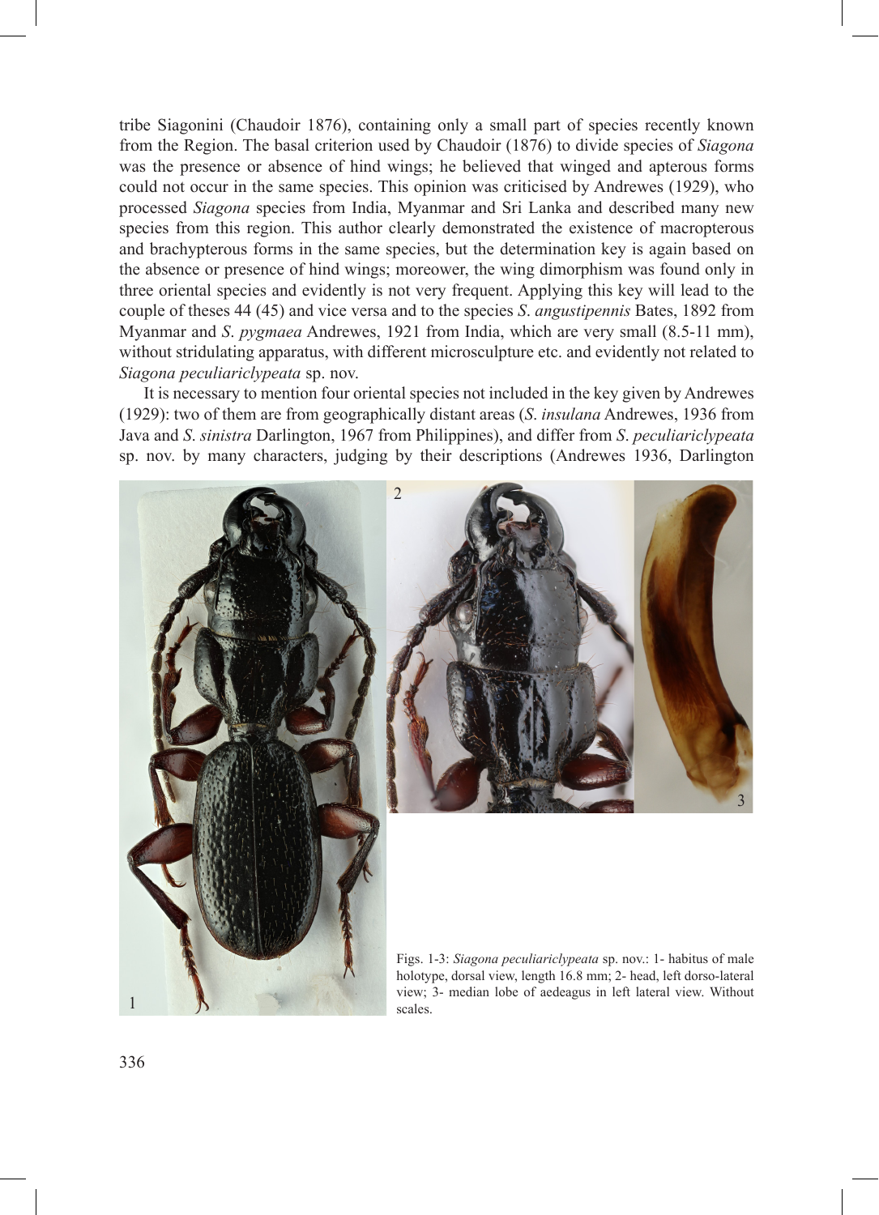tribe Siagonini (Chaudoir 1876), containing only a small part of species recently known from the Region. The basal criterion used by Chaudoir (1876) to divide species of *Siagona* was the presence or absence of hind wings; he believed that winged and apterous forms could not occur in the same species. This opinion was criticised by Andrewes (1929), who processed *Siagona* species from India, Myanmar and Sri Lanka and described many new species from this region. This author clearly demonstrated the existence of macropterous and brachypterous forms in the same species, but the determination key is again based on the absence or presence of hind wings; moreower, the wing dimorphism was found only in three oriental species and evidently is not very frequent. Applying this key will lead to the couple of theses 44 (45) and vice versa and to the species *S. angustipennis* Bates, 1892 from Myanmar and *S. pygmaea* Andrewes, 1921 from India, which are very small (8.5-11 mm), without stridulating apparatus, with different microsculpture etc. and evidently not related to *Siagona peculiariclypeata* sp. nov.

It is necessary to mention four oriental species not included in the key given by Andrewes (1929): two of them are from geographically distant areas (*S. insulana* Andrewes, 1936 from Java and *S. sinistra* Darlington, 1967 from Philippines), and differ from *S. peculiariclypeata* sp. nov. by many characters, judging by their descriptions (Andrewes 1936, Darlington

Figs. 1-3: *Siagona peculiariclypeata* sp. nov.: 1- habitus of male holotype, dorsal view, length 16.8 mm; 2- head, left dorso-lateral view; 3- median lobe of aedeagus in left lateral view. Without scales.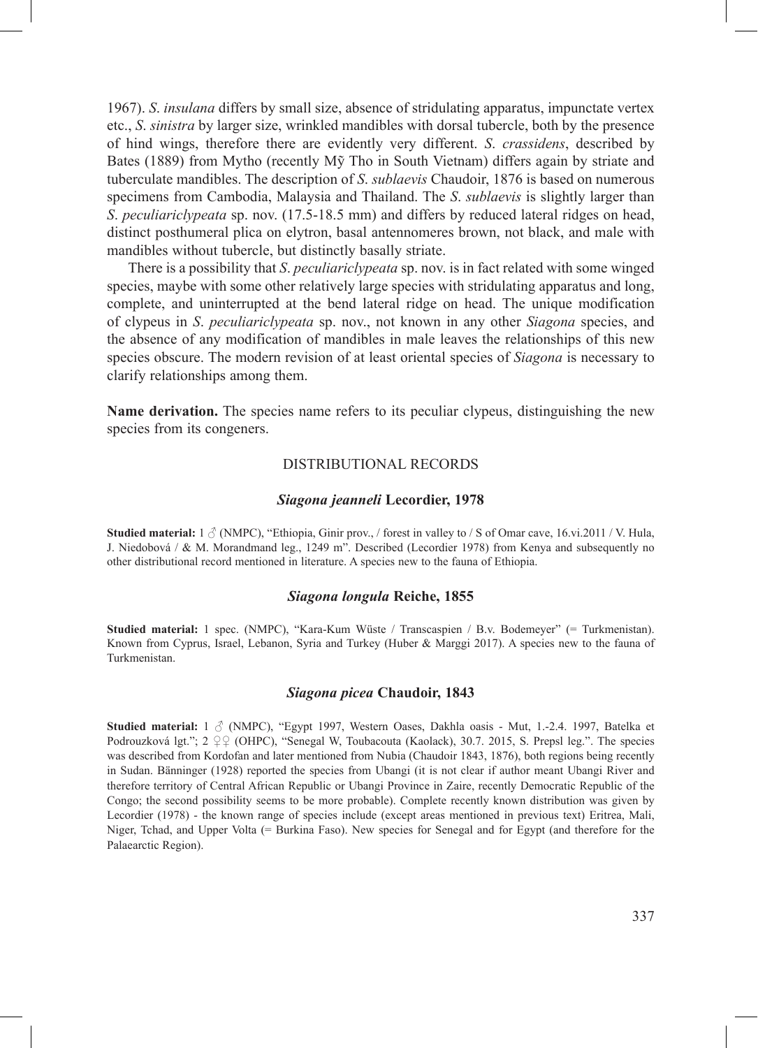1967). *S. insulana* differs by small size, absence of stridulating apparatus, impunctate vertex etc., *S. sinistra* by larger size, wrinkled mandibles with dorsal tubercle, both by the presence of hind wings, therefore there are evidently very different. *S. crassidens*, described by Bates (1889) from Mytho (recently Mỹ Tho in South Vietnam) differs again by striate and tuberculate mandibles. The description of *S. sublaevis* Chaudoir, 1876 is based on numerous specimens from Cambodia, Malaysia and Thailand. The *S. sublaevis* is slightly larger than *S. peculiariclypeata* sp. nov. (17.5-18.5 mm) and differs by reduced lateral ridges on head, distinct posthumeral plica on elytron, basal antennomeres brown, not black, and male with mandibles without tubercle, but distinctly basally striate.

There is a possibility that *S. peculiariclypeata* sp. nov. is in fact related with some winged species, maybe with some other relatively large species with stridulating apparatus and long, complete, and uninterrupted at the bend lateral ridge on head. The unique modification of clypeus in *S. peculiariclypeata* sp. nov., not known in any other *Siagona* species, and the absence of any modification of mandibles in male leaves the relationships of this new species obscure. The modern revision of at least oriental species of *Siagona* is necessary to clarify relationships among them.

**Name derivation.** The species name refers to its peculiar clypeus, distinguishing the new species from its congeners.

## DISTRIBUTIONAL RECORDS

### *Siagona jeanneli* Lecordier, 1978

**Studied material:** 1 ♂ (NMPC), "Ethiopia, Ginir prov., / forest in valley to / S of Omar cave, 16.vi.2011 / V. Hula, J. Niedobová / & M. Morandmand leg., 1249 m". Described (Lecordier 1978) from Kenya and subsequently no other distributional record mentioned in literature. A species new to the fauna of Ethiopia.

### *Siagona longula* Reiche, 1855

**Studied material:** 1 spec. (NMPC), "Kara-Kum Wüste / Transcaspien / B.v. Bodemeyer" (= Turkmenistan). Known from Cyprus, Israel, Lebanon, Syria and Turkey (Huber & Marggi 2017). A species new to the fauna of Turkmenistan.

### *Siagona picea* Chaudoir, 1843

**Studied material:** 1 ♂ (NMPC), "Egypt 1997, Western Oases, Dakhla oasis - Mut, 1.-2.4. 1997, Batelka et Podrouzková lgt."; 2 ♀♀ (OHPC), "Senegal W, Toubacouta (Kaolack), 30.7. 2015, S. Prepsl leg.". The species was described from Kordofan and later mentioned from Nubia (Chaudoir 1843, 1876), both regions being recently in Sudan. Bänninger (1928) reported the species from Ubangi (it is not clear if author meant Ubangi River and therefore territory of Central African Republic or Ubangi Province in Zaire, recently Democratic Republic of the Congo; the second possibility seems to be more probable). Complete recently known distribution was given by Lecordier (1978) - the known range of species include (except areas mentioned in previous text) Eritrea, Mali, Niger, Tchad, and Upper Volta (= Burkina Faso). New species for Senegal and for Egypt (and therefore for the Palaearctic Region).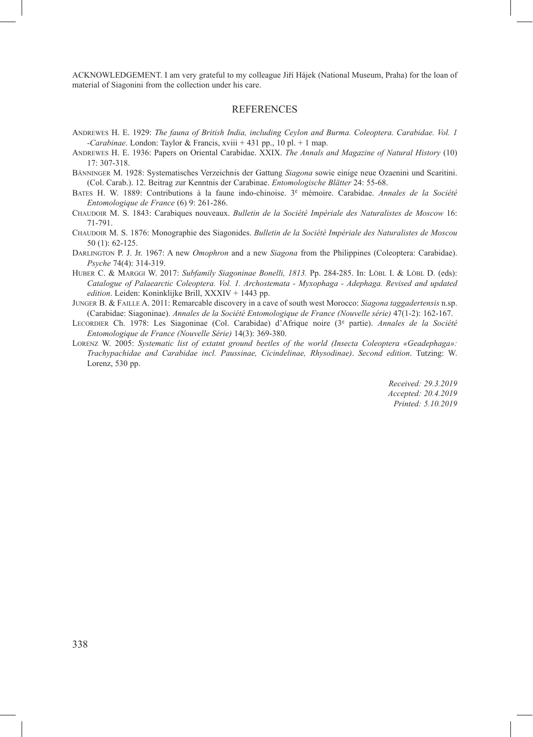ACKNOWLEDGEMENT. I am very grateful to my colleague Jiří Hájek (National Museum, Praha) for the loan of material of Siagonini from the collection under his care.

## REFERENCES

Andrewes H. E. 1929: *The fauna of British India, including Ceylon and Burma. Coleoptera. Carabidae. Vol. 1 -Carabinae*. London: Taylor & Francis, xviii + 431 pp., 10 pl. + 1 map.

Andrewes H. E. 1936: Papers on Oriental Carabidae. XXIX. *The Annals and Magazine of Natural History* (10) 17: 307-318.

Bänninger M. 1928: Systematisches Verzeichnis der Gattung *Siagona* sowie einige neue Ozaenini und Scaritini. (Col. Carab.). 12. Beitrag zur Kenntnis der Carabinae. *Entomologische Blätter* 24: 55-68.

Bates H. W. 1889: Contributions à la faune indo-chinoise. 3e mémoire. Carabidae. *Annales de la Société Entomologique de France* (6) 9: 261-286.

Chaudoir M. S. 1843: Carabiques nouveaux. *Bulletin de la Société Impériale des Naturalistes de Moscow* 16: 71-791.

Chaudoir M. S. 1876: Monographie des Siagonides. *Bulletin de la Société Impériale des Naturalistes de Moscou* 50 (1): 62-125.

Darlington P. J. Jr. 1967: A new *Omophron* and a new *Siagona* from the Philippines (Coleoptera: Carabidae). *Psyche* 74(4): 314-319.

Huber C. & Marggi W. 2017: *Subfamily Siagoninae Bonelli, 1813.* Pp. 284-285. In: Löbl I. & Löbl D. (eds): *Catalogue of Palaearctic Coleoptera. Vol. 1. Archostemata - Myxophaga - Adephaga. Revised and updated edition*. Leiden: Koninklijke Brill, XXXIV + 1443 pp.

Junger B. & Faille A. 2011: Remarcable discovery in a cave of south west Morocco: *Siagona taggadertensis* n.sp. (Carabidae: Siagoninae). *Annales de la Société Entomologique de France (Nouvelle série)* 47(1-2): 162-167.

Lecordier Ch. 1978: Les Siagoninae (Col. Carabidae) d'Afrique noire (3e partie). *Annales de la Société Entomologique de France (Nouvelle Série)* 14(3): 369-380.

Lorenz W. 2005: *Systematic list of extatnt ground beetles of the world (Insecta Coleoptera «Geadephaga»: Trachypachidae and Carabidae incl. Paussinae, Cicindelinae, Rhysodinae)*. *Second edition*. Tutzing: W. Lorenz, 530 pp.

*Received: 29.3.2019*
*Accepted: 20.4.2019*
*Printed: 5.10.2019*